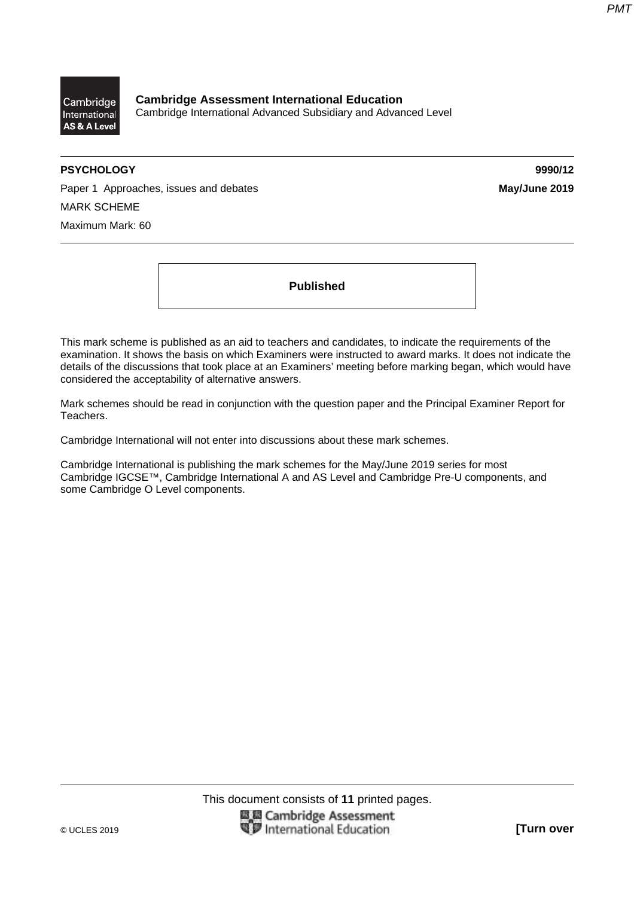**Cambridge Assessment International Education**
Cambridge International Advanced Subsidiary and Advanced Level

**PSYCHOLOGY** **9990/12**

Paper 1 Approaches, issues and debates **May/June 2019**

MARK SCHEME

Maximum Mark: 60

**Published**

This mark scheme is published as an aid to teachers and candidates, to indicate the requirements of the examination. It shows the basis on which Examiners were instructed to award marks. It does not indicate the details of the discussions that took place at an Examiners' meeting before marking began, which would have considered the acceptability of alternative answers.

Mark schemes should be read in conjunction with the question paper and the Principal Examiner Report for Teachers.

Cambridge International will not enter into discussions about these mark schemes.

Cambridge International is publishing the mark schemes for the May/June 2019 series for most Cambridge IGCSE™, Cambridge International A and AS Level and Cambridge Pre-U components, and some Cambridge O Level components.

This document consists of **11** printed pages.

© UCLES 2019 **[Turn over**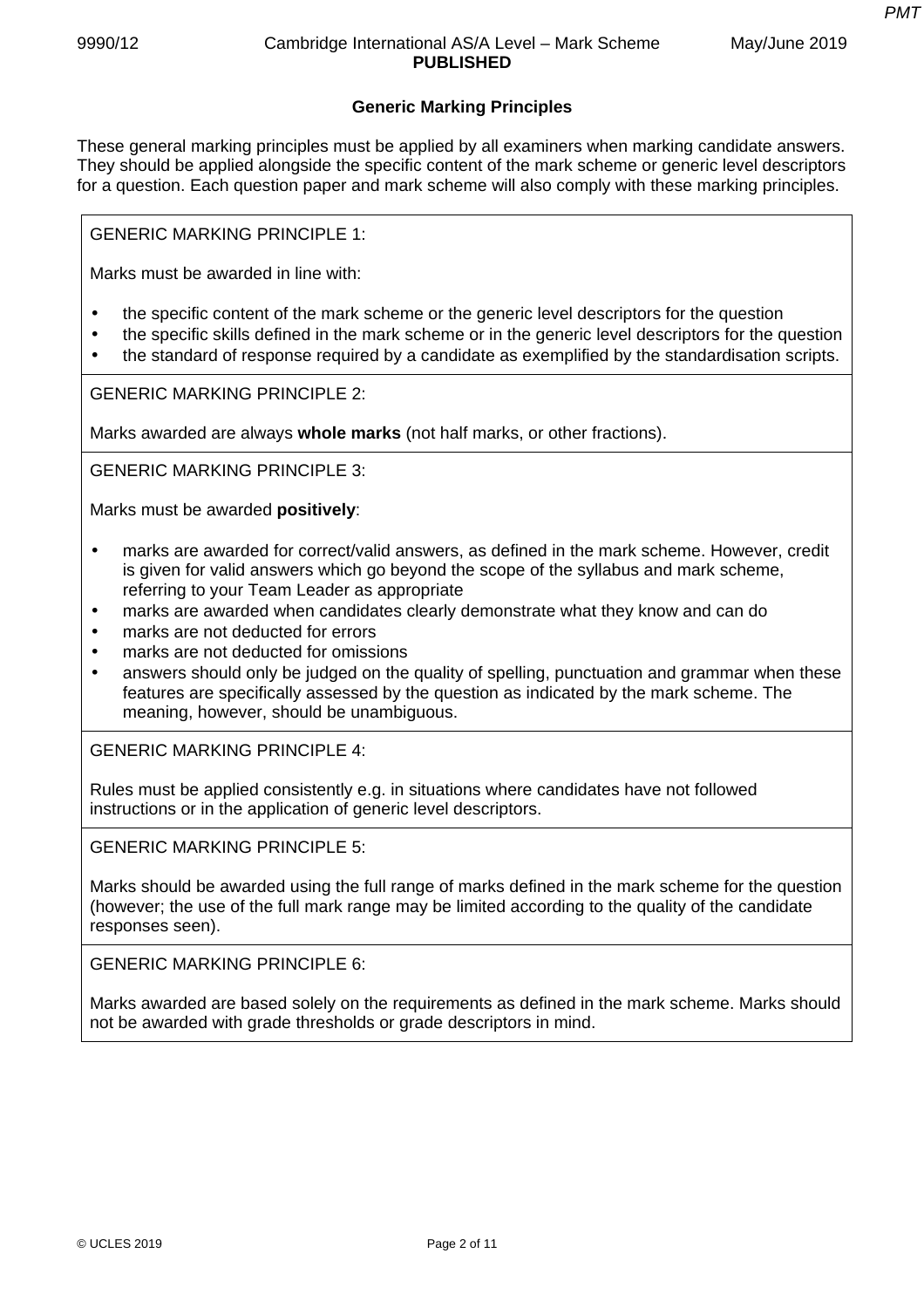## Generic Marking Principles

These general marking principles must be applied by all examiners when marking candidate answers. They should be applied alongside the specific content of the mark scheme or generic level descriptors for a question. Each question paper and mark scheme will also comply with these marking principles.

GENERIC MARKING PRINCIPLE 1:

Marks must be awarded in line with:

- the specific content of the mark scheme or the generic level descriptors for the question
- the specific skills defined in the mark scheme or in the generic level descriptors for the question
- the standard of response required by a candidate as exemplified by the standardisation scripts.

GENERIC MARKING PRINCIPLE 2:

Marks awarded are always **whole marks** (not half marks, or other fractions).

GENERIC MARKING PRINCIPLE 3:

Marks must be awarded **positively**:

- marks are awarded for correct/valid answers, as defined in the mark scheme. However, credit is given for valid answers which go beyond the scope of the syllabus and mark scheme, referring to your Team Leader as appropriate
- marks are awarded when candidates clearly demonstrate what they know and can do
- marks are not deducted for errors
- marks are not deducted for omissions
- answers should only be judged on the quality of spelling, punctuation and grammar when these features are specifically assessed by the question as indicated by the mark scheme. The meaning, however, should be unambiguous.

GENERIC MARKING PRINCIPLE 4:

Rules must be applied consistently e.g. in situations where candidates have not followed instructions or in the application of generic level descriptors.

GENERIC MARKING PRINCIPLE 5:

Marks should be awarded using the full range of marks defined in the mark scheme for the question (however; the use of the full mark range may be limited according to the quality of the candidate responses seen).

GENERIC MARKING PRINCIPLE 6:

Marks awarded are based solely on the requirements as defined in the mark scheme. Marks should not be awarded with grade thresholds or grade descriptors in mind.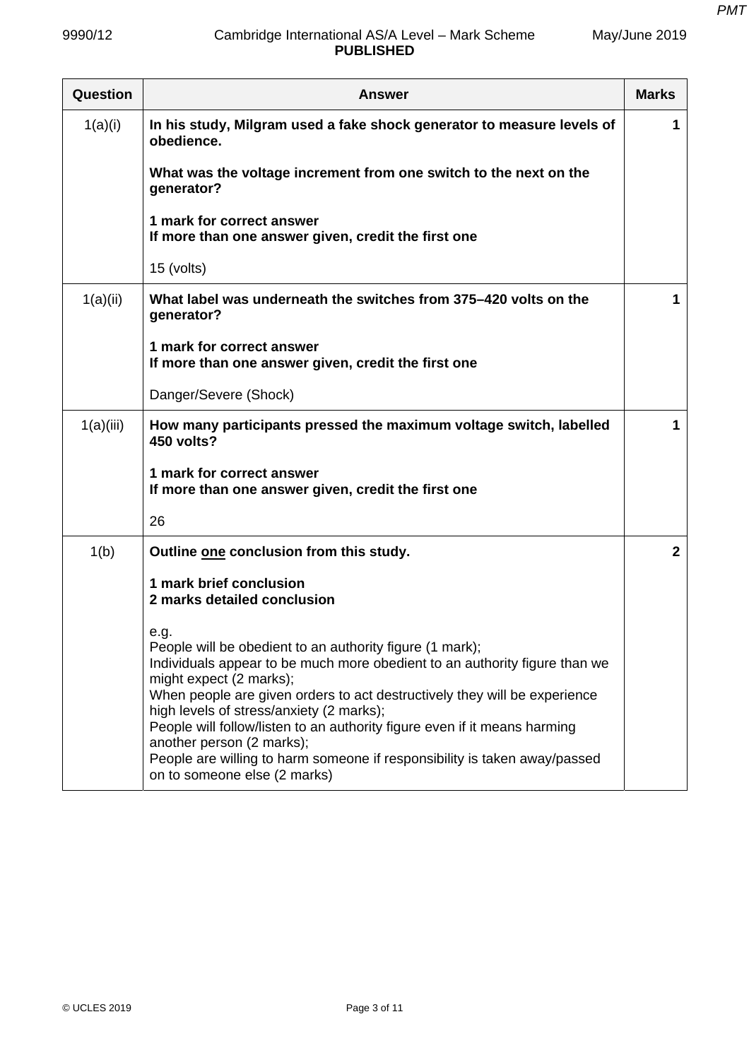| Question | Answer | Marks |
|---|---|---|
| 1(a)(i) | **In his study, Milgram used a fake shock generator to measure levels of obedience.**<br><br>**What was the voltage increment from one switch to the next on the generator?**<br><br>**1 mark for correct answer**<br>**If more than one answer given, credit the first one**<br><br>15 (volts) | 1 |
| 1(a)(ii) | **What label was underneath the switches from 375–420 volts on the generator?**<br><br>**1 mark for correct answer**<br>**If more than one answer given, credit the first one**<br><br>Danger/Severe (Shock) | 1 |
| 1(a)(iii) | **How many participants pressed the maximum voltage switch, labelled 450 volts?**<br><br>**1 mark for correct answer**<br>**If more than one answer given, credit the first one**<br><br>26 | 1 |
| 1(b) | **Outline <u>one</u> conclusion from this study.**<br><br>**1 mark brief conclusion**<br>**2 marks detailed conclusion**<br><br>e.g.<br>People will be obedient to an authority figure (1 mark);<br>Individuals appear to be much more obedient to an authority figure than we might expect (2 marks);<br>When people are given orders to act destructively they will be experience high levels of stress/anxiety (2 marks);<br>People will follow/listen to an authority figure even if it means harming another person (2 marks);<br>People are willing to harm someone if responsibility is taken away/passed on to someone else (2 marks) | 2 |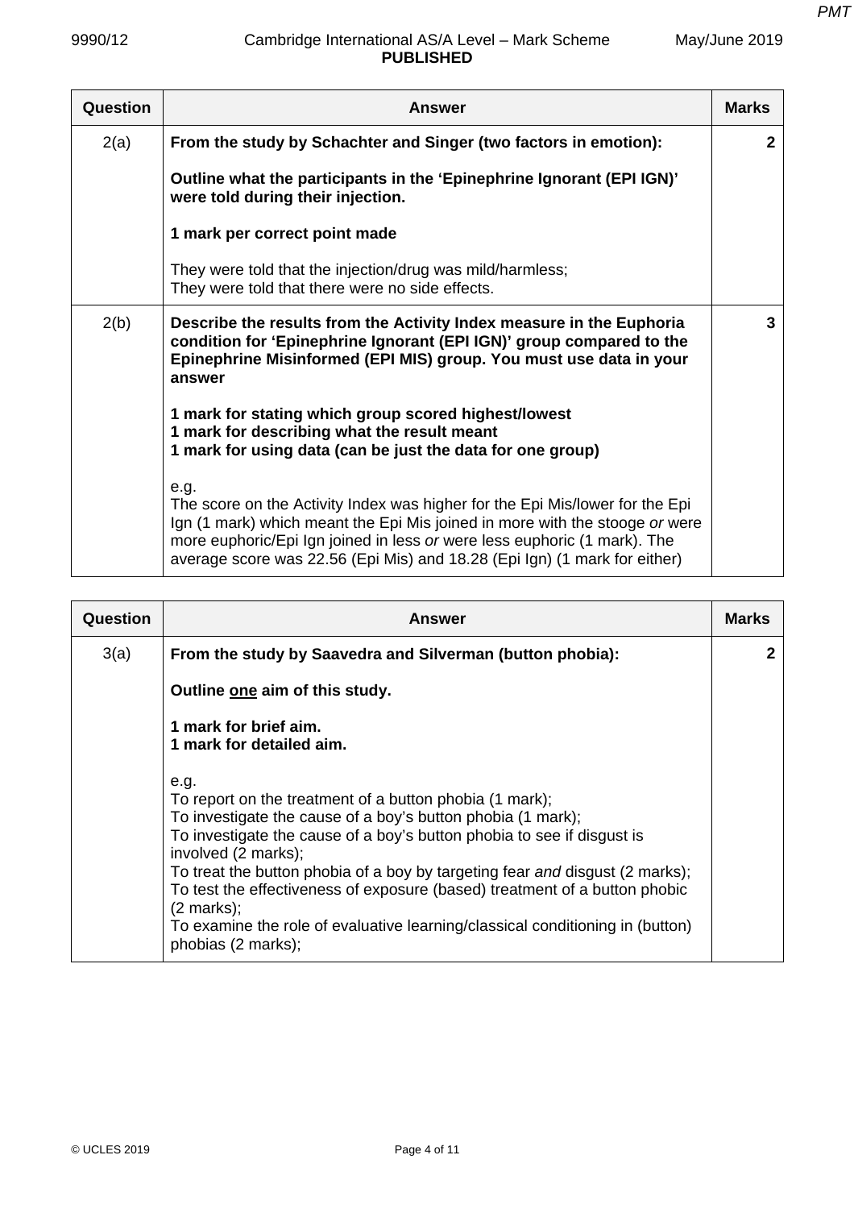| Question | Answer | Marks |
|---|---|---|
| 2(a) | **From the study by Schachter and Singer (two factors in emotion):**<br><br>**Outline what the participants in the 'Epinephrine Ignorant (EPI IGN)' were told during their injection.**<br><br>**1 mark per correct point made**<br><br>They were told that the injection/drug was mild/harmless;<br>They were told that there were no side effects. | **2** |
| 2(b) | **Describe the results from the Activity Index measure in the Euphoria condition for 'Epinephrine Ignorant (EPI IGN)' group compared to the Epinephrine Misinformed (EPI MIS) group. You must use data in your answer**<br><br>**1 mark for stating which group scored highest/lowest**<br>**1 mark for describing what the result meant**<br>**1 mark for using data (can be just the data for one group)**<br><br>e.g.<br>The score on the Activity Index was higher for the Epi Mis/lower for the Epi Ign (1 mark) which meant the Epi Mis joined in more with the stooge *or* were more euphoric/Epi Ign joined in less *or* were less euphoric (1 mark). The average score was 22.56 (Epi Mis) and 18.28 (Epi Ign) (1 mark for either) | **3** |

| Question | Answer | Marks |
|---|---|---|
| 3(a) | **From the study by Saavedra and Silverman (button phobia):**<br><br>**Outline one aim of this study.**<br><br>**1 mark for brief aim.**<br>**1 mark for detailed aim.**<br><br>e.g.<br>To report on the treatment of a button phobia (1 mark);<br>To investigate the cause of a boy's button phobia (1 mark);<br>To investigate the cause of a boy's button phobia to see if disgust is involved (2 marks);<br>To treat the button phobia of a boy by targeting fear *and* disgust (2 marks);<br>To test the effectiveness of exposure (based) treatment of a button phobic (2 marks);<br>To examine the role of evaluative learning/classical conditioning in (button) phobias (2 marks); | **2** |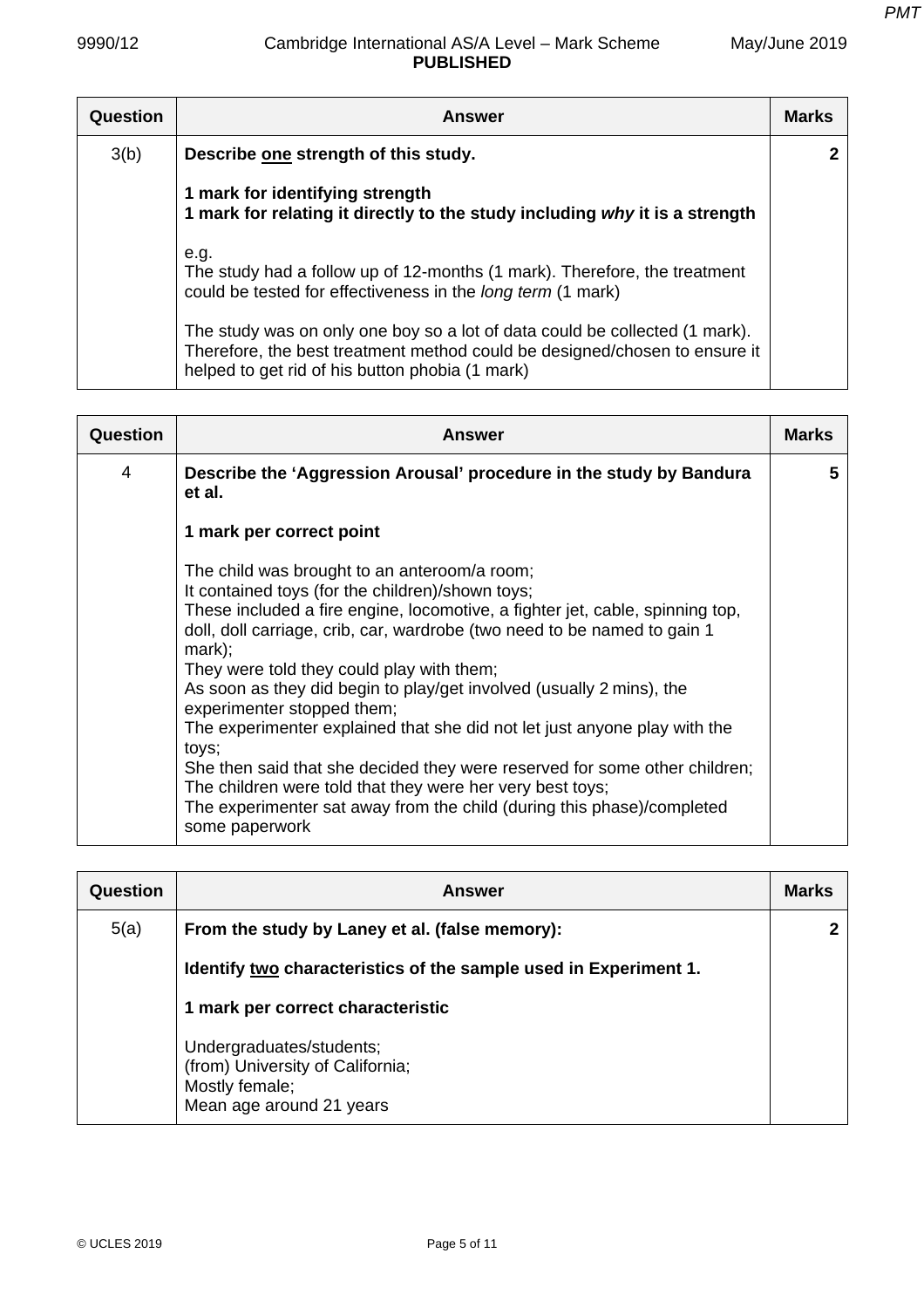| Question | Answer | Marks |
|---|---|---|
| 3(b) | **Describe <u>one</u> strength of this study.**<br><br>**1 mark for identifying strength**<br>**1 mark for relating it directly to the study including *why* it is a strength**<br><br>e.g.<br>The study had a follow up of 12-months (1 mark). Therefore, the treatment could be tested for effectiveness in the *long term* (1 mark)<br><br>The study was on only one boy so a lot of data could be collected (1 mark). Therefore, the best treatment method could be designed/chosen to ensure it helped to get rid of his button phobia (1 mark) | 2 |

| Question | Answer | Marks |
|---|---|---|
| 4 | **Describe the 'Aggression Arousal' procedure in the study by Bandura et al.**<br><br>**1 mark per correct point**<br><br>The child was brought to an anteroom/a room;<br>It contained toys (for the children)/shown toys;<br>These included a fire engine, locomotive, a fighter jet, cable, spinning top, doll, doll carriage, crib, car, wardrobe (two need to be named to gain 1 mark);<br>They were told they could play with them;<br>As soon as they did begin to play/get involved (usually 2 mins), the experimenter stopped them;<br>The experimenter explained that she did not let just anyone play with the toys;<br>She then said that she decided they were reserved for some other children;<br>The children were told that they were her very best toys;<br>The experimenter sat away from the child (during this phase)/completed some paperwork | 5 |

| Question | Answer | Marks |
|---|---|---|
| 5(a) | **From the study by Laney et al. (false memory):**<br><br>**Identify <u>two</u> characteristics of the sample used in Experiment 1.**<br><br>**1 mark per correct characteristic**<br><br>Undergraduates/students;<br>(from) University of California;<br>Mostly female;<br>Mean age around 21 years | 2 |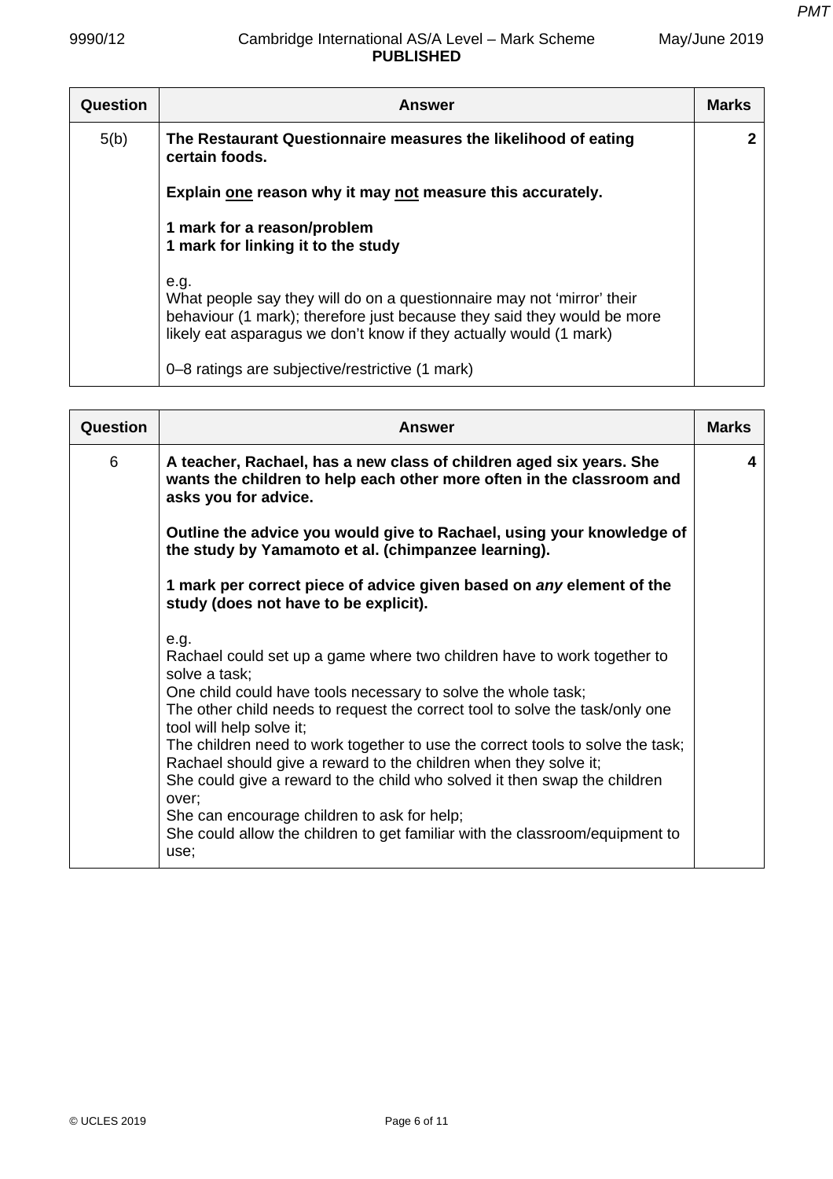| Question | Answer | Marks |
|---|---|---|
| 5(b) | **The Restaurant Questionnaire measures the likelihood of eating certain foods.**<br><br>**Explain <u>one</u> reason why it may <u>not</u> measure this accurately.**<br><br>**1 mark for a reason/problem**<br>**1 mark for linking it to the study**<br><br>e.g.<br>What people say they will do on a questionnaire may not 'mirror' their behaviour (1 mark); therefore just because they said they would be more likely eat asparagus we don't know if they actually would (1 mark)<br><br>0–8 ratings are subjective/restrictive (1 mark) | 2 |

| Question | Answer | Marks |
|---|---|---|
| 6 | **A teacher, Rachael, has a new class of children aged six years. She wants the children to help each other more often in the classroom and asks you for advice.**<br><br>**Outline the advice you would give to Rachael, using your knowledge of the study by Yamamoto et al. (chimpanzee learning).**<br><br>**1 mark per correct piece of advice given based on *any* element of the study (does not have to be explicit).**<br><br>e.g.<br>Rachael could set up a game where two children have to work together to solve a task;<br>One child could have tools necessary to solve the whole task;<br>The other child needs to request the correct tool to solve the task/only one tool will help solve it;<br>The children need to work together to use the correct tools to solve the task;<br>Rachael should give a reward to the children when they solve it;<br>She could give a reward to the child who solved it then swap the children over;<br>She can encourage children to ask for help;<br>She could allow the children to get familiar with the classroom/equipment to use; | 4 |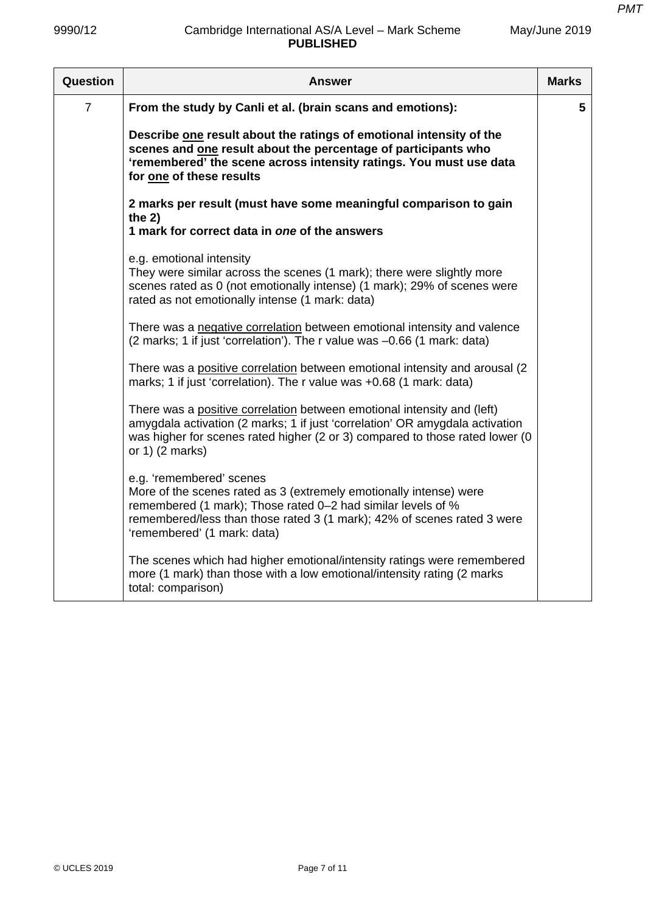| Question | Answer | Marks |
|---|---|---|
| 7 | **From the study by Canli et al. (brain scans and emotions):**<br><br>**Describe <u>one</u> result about the ratings of emotional intensity of the scenes and <u>one</u> result about the percentage of participants who 'remembered' the scene across intensity ratings. You must use data for <u>one</u> of these results**<br><br>**2 marks per result (must have some meaningful comparison to gain the 2)**<br>**1 mark for correct data in *one* of the answers**<br><br>e.g. emotional intensity<br>They were similar across the scenes (1 mark); there were slightly more scenes rated as 0 (not emotionally intense) (1 mark); 29% of scenes were rated as not emotionally intense (1 mark: data)<br><br>There was a <u>negative correlation</u> between emotional intensity and valence (2 marks; 1 if just 'correlation'). The r value was –0.66 (1 mark: data)<br><br>There was a <u>positive correlation</u> between emotional intensity and arousal (2 marks; 1 if just 'correlation). The r value was +0.68 (1 mark: data)<br><br>There was a <u>positive correlation</u> between emotional intensity and (left) amygdala activation (2 marks; 1 if just 'correlation' OR amygdala activation was higher for scenes rated higher (2 or 3) compared to those rated lower (0 or 1) (2 marks)<br><br>e.g. 'remembered' scenes<br>More of the scenes rated as 3 (extremely emotionally intense) were remembered (1 mark); Those rated 0–2 had similar levels of % remembered/less than those rated 3 (1 mark); 42% of scenes rated 3 were 'remembered' (1 mark: data)<br><br>The scenes which had higher emotional/intensity ratings were remembered more (1 mark) than those with a low emotional/intensity rating (2 marks total: comparison) | 5 |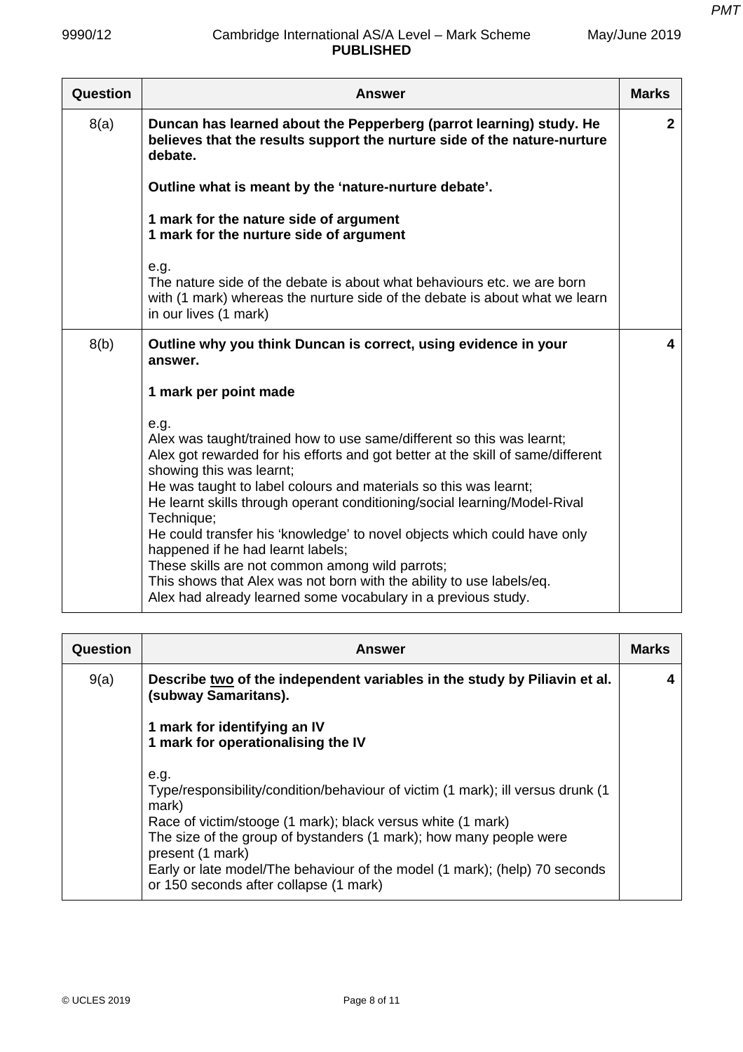| Question | Answer | Marks |
|---|---|---|
| 8(a) | **Duncan has learned about the Pepperberg (parrot learning) study. He believes that the results support the nurture side of the nature-nurture debate.**<br><br>**Outline what is meant by the 'nature-nurture debate'.**<br><br>**1 mark for the nature side of argument**<br>**1 mark for the nurture side of argument**<br><br>e.g.<br>The nature side of the debate is about what behaviours etc. we are born with (1 mark) whereas the nurture side of the debate is about what we learn in our lives (1 mark) | 2 |
| 8(b) | **Outline why you think Duncan is correct, using evidence in your answer.**<br><br>**1 mark per point made**<br><br>e.g.<br>Alex was taught/trained how to use same/different so this was learnt;<br>Alex got rewarded for his efforts and got better at the skill of same/different showing this was learnt;<br>He was taught to label colours and materials so this was learnt;<br>He learnt skills through operant conditioning/social learning/Model-Rival Technique;<br>He could transfer his 'knowledge' to novel objects which could have only happened if he had learnt labels;<br>These skills are not common among wild parrots;<br>This shows that Alex was not born with the ability to use labels/eq.<br>Alex had already learned some vocabulary in a previous study. | 4 |

| Question | Answer | Marks |
|---|---|---|
| 9(a) | **Describe two of the independent variables in the study by Piliavin et al. (subway Samaritans).**<br><br>**1 mark for identifying an IV**<br>**1 mark for operationalising the IV**<br><br>e.g.<br>Type/responsibility/condition/behaviour of victim (1 mark); ill versus drunk (1 mark)<br>Race of victim/stooge (1 mark); black versus white (1 mark)<br>The size of the group of bystanders (1 mark); how many people were present (1 mark)<br>Early or late model/The behaviour of the model (1 mark); (help) 70 seconds or 150 seconds after collapse (1 mark) | 4 |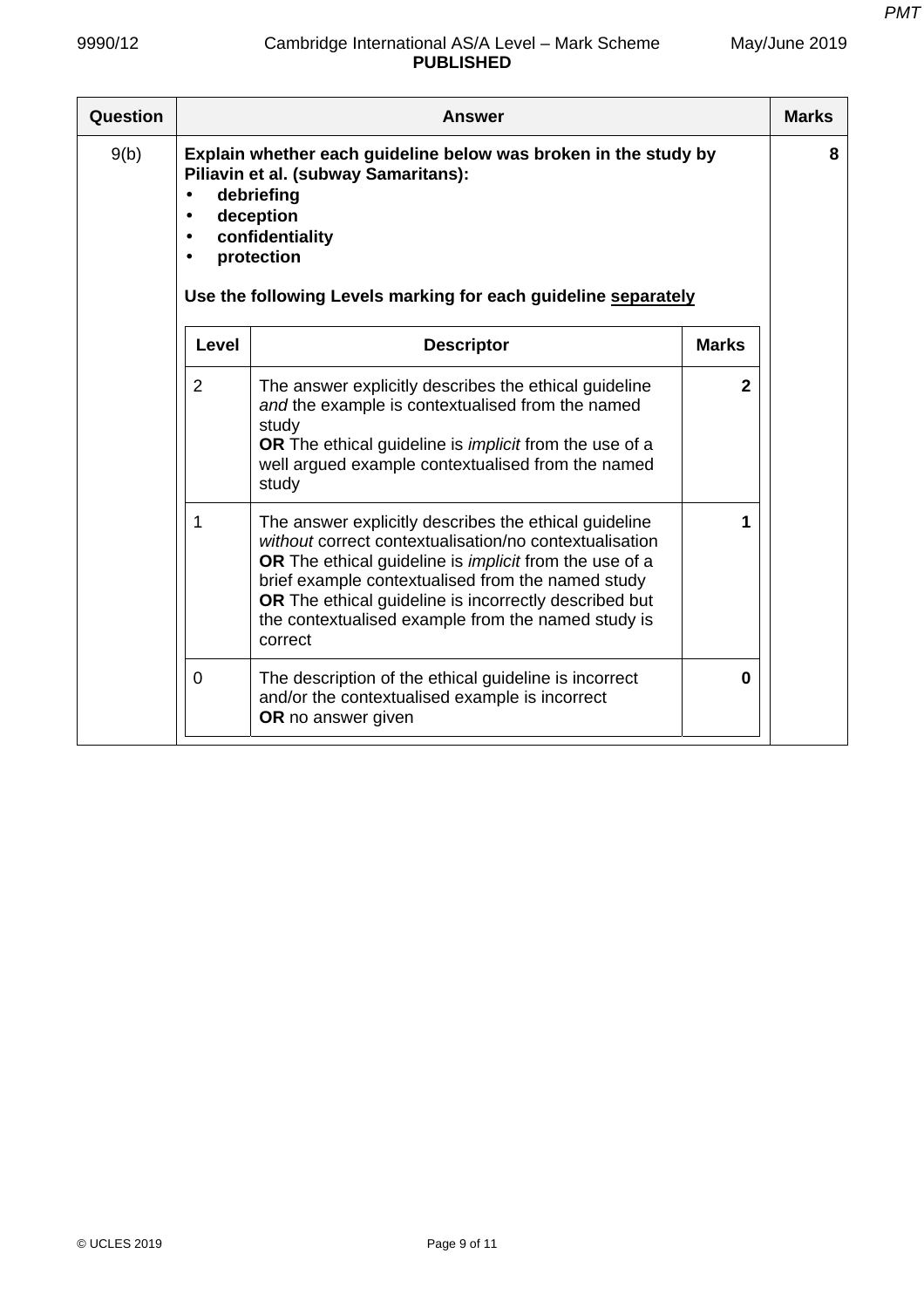| Question | Answer | Marks |
|---|---|---|
| 9(b) | **Explain whether each guideline below was broken in the study by Piliavin et al. (subway Samaritans):**<br>• **debriefing**<br>• **deception**<br>• **confidentiality**<br>• **protection**<br><br>**Use the following Levels marking for each guideline <u>separately</u>** | **8** |

| Level | Descriptor | Marks |
|---|---|---|
| 2 | The answer explicitly describes the ethical guideline *and* the example is contextualised from the named study<br>**OR** The ethical guideline is *implicit* from the use of a well argued example contextualised from the named study | **2** |
| 1 | The answer explicitly describes the ethical guideline *without* correct contextualisation/no contextualisation<br>**OR** The ethical guideline is *implicit* from the use of a brief example contextualised from the named study<br>**OR** The ethical guideline is incorrectly described but the contextualised example from the named study is correct | **1** |
| 0 | The description of the ethical guideline is incorrect and/or the contextualised example is incorrect<br>**OR** no answer given | **0** |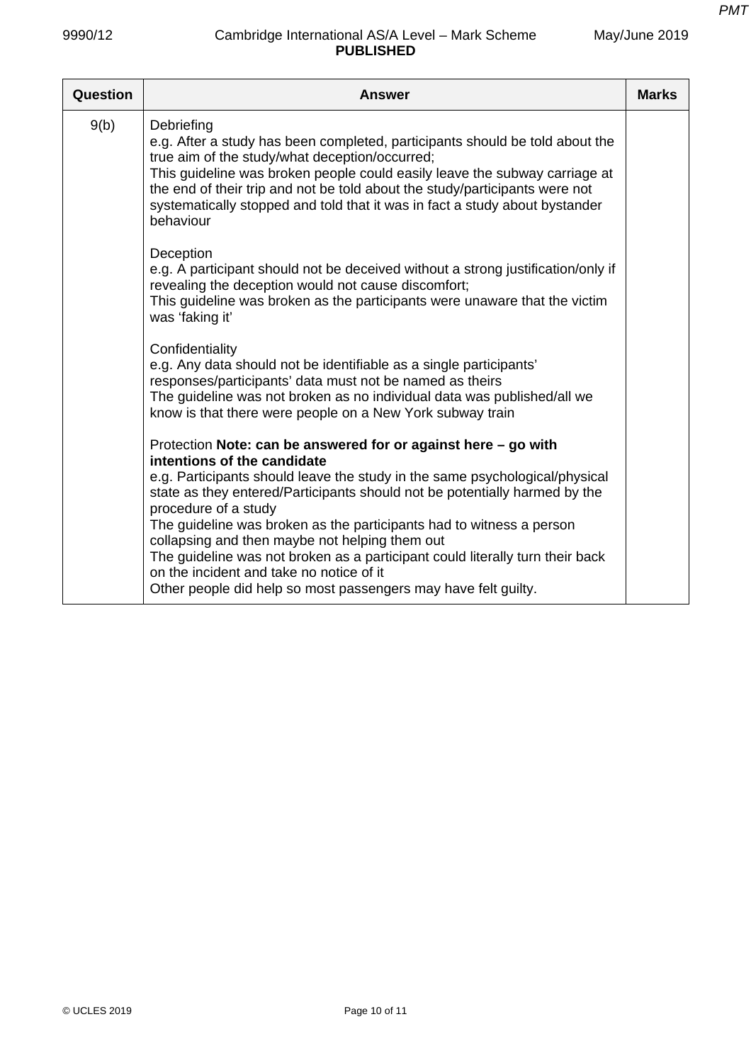| Question | Answer | Marks |
|---|---|---|
| 9(b) | Debriefing<br>e.g. After a study has been completed, participants should be told about the true aim of the study/what deception/occurred;<br>This guideline was broken people could easily leave the subway carriage at the end of their trip and not be told about the study/participants were not systematically stopped and told that it was in fact a study about bystander behaviour<br><br>Deception<br>e.g. A participant should not be deceived without a strong justification/only if revealing the deception would not cause discomfort;<br>This guideline was broken as the participants were unaware that the victim was 'faking it'<br><br>Confidentiality<br>e.g. Any data should not be identifiable as a single participants' responses/participants' data must not be named as theirs<br>The guideline was not broken as no individual data was published/all we know is that there were people on a New York subway train<br><br>Protection **Note: can be answered for or against here – go with intentions of the candidate**<br>e.g. Participants should leave the study in the same psychological/physical state as they entered/Participants should not be potentially harmed by the procedure of a study<br>The guideline was broken as the participants had to witness a person collapsing and then maybe not helping them out<br>The guideline was not broken as a participant could literally turn their back on the incident and take no notice of it<br>Other people did help so most passengers may have felt guilty. | |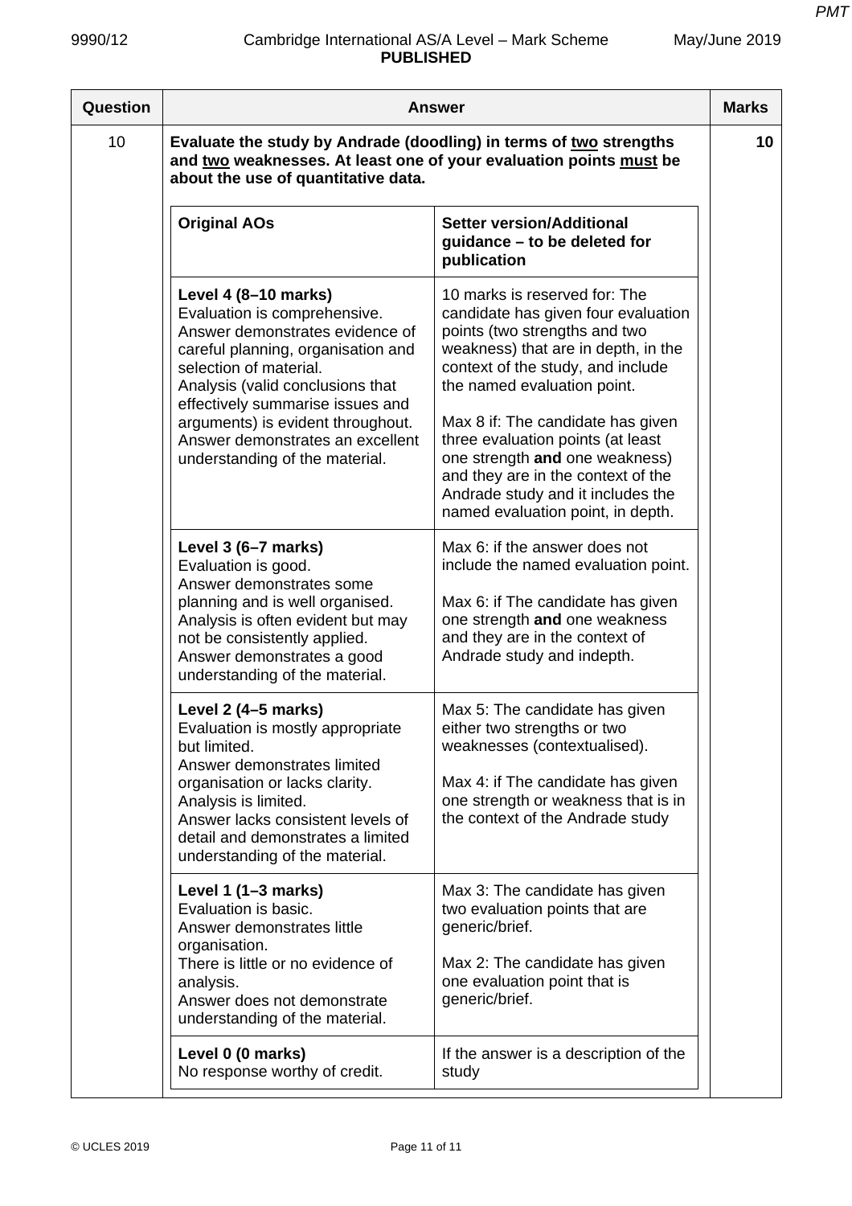| Question | Answer | | Marks |
|---|---|---|---|
| 10 | **Evaluate the study by Andrade (doodling) in terms of two strengths and two weaknesses. At least one of your evaluation points must be about the use of quantitative data.** | | **10** |
| | **Original AOs** | **Setter version/Additional guidance – to be deleted for publication** | |
| | **Level 4 (8–10 marks)**<br>Evaluation is comprehensive.<br>Answer demonstrates evidence of careful planning, organisation and selection of material.<br>Analysis (valid conclusions that effectively summarise issues and arguments) is evident throughout.<br>Answer demonstrates an excellent understanding of the material. | 10 marks is reserved for: The candidate has given four evaluation points (two strengths and two weakness) that are in depth, in the context of the study, and include the named evaluation point.<br><br>Max 8 if: The candidate has given three evaluation points (at least one strength **and** one weakness) and they are in the context of the Andrade study and it includes the named evaluation point, in depth. | |
| | **Level 3 (6–7 marks)**<br>Evaluation is good.<br>Answer demonstrates some planning and is well organised.<br>Analysis is often evident but may not be consistently applied.<br>Answer demonstrates a good understanding of the material. | Max 6: if the answer does not include the named evaluation point.<br><br>Max 6: if The candidate has given one strength **and** one weakness and they are in the context of Andrade study and indepth. | |
| | **Level 2 (4–5 marks)**<br>Evaluation is mostly appropriate but limited.<br>Answer demonstrates limited organisation or lacks clarity.<br>Analysis is limited.<br>Answer lacks consistent levels of detail and demonstrates a limited understanding of the material. | Max 5: The candidate has given either two strengths or two weaknesses (contextualised).<br><br>Max 4: if The candidate has given one strength or weakness that is in the context of the Andrade study | |
| | **Level 1 (1–3 marks)**<br>Evaluation is basic.<br>Answer demonstrates little organisation.<br>There is little or no evidence of analysis.<br>Answer does not demonstrate understanding of the material. | Max 3: The candidate has given two evaluation points that are generic/brief.<br><br>Max 2: The candidate has given one evaluation point that is generic/brief. | |
| | **Level 0 (0 marks)**<br>No response worthy of credit. | If the answer is a description of the study | |